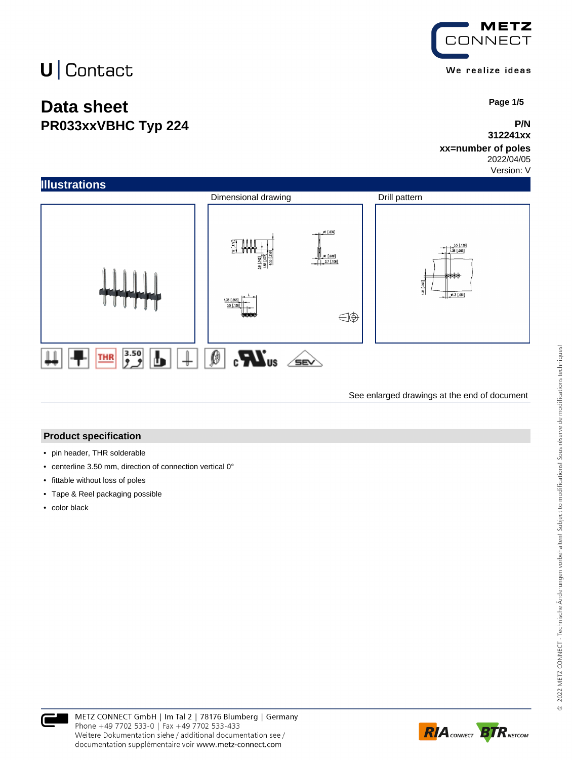U | Contact

METZ CONNECT

We realize ideas

# Data sheet

## PR033xxVBHC Typ 224

**P/N**
**312241xx**
**xx=number of poles**
2022/04/05
Version: V

## Illustrations

Dimensional drawing

Drill pattern

See enlarged drawings at the end of document

## Product specification

- pin header, THR solderable
- centerline 3.50 mm, direction of connection vertical 0°
- fittable without loss of poles
- Tape & Reel packaging possible
- color black

METZ CONNECT GmbH | Im Tal 2 | 78176 Blumberg | Germany
Phone +49 7702 533-0 | Fax +49 7702 533-433
Weitere Dokumentation siehe / additional documentation see /
documentation supplémentaire voir www.metz-connect.com

© 2022 METZ CONNECT - Technische Änderungen vorbehalten! Subject to modifications! Sous réserve de modifications techniques!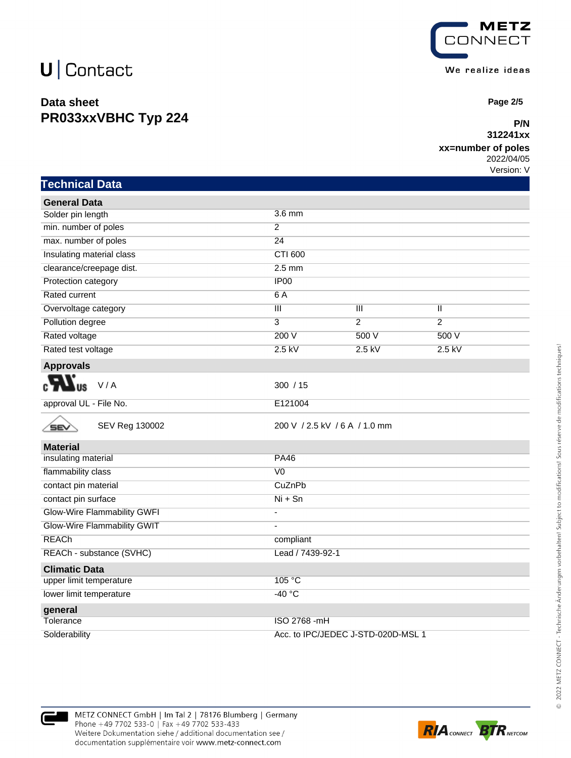# Data sheet
## PR033xxVBHC Typ 224

**P/N**
**312241xx**
**xx=number of poles**
2022/04/05
Version: V

## Technical Data

| General Data | | | |
|---|---|---|---|
| Solder pin length | 3.6 mm | | |
| min. number of poles | 2 | | |
| max. number of poles | 24 | | |
| Insulating material class | CTI 600 | | |
| clearance/creepage dist. | 2.5 mm | | |
| Protection category | IP00 | | |
| Rated current | 6 A | | |
| Overvoltage category | III | III | II |
| Pollution degree | 3 | 2 | 2 |
| Rated voltage | 200 V | 500 V | 500 V |
| Rated test voltage | 2.5 kV | 2.5 kV | 2.5 kV |

| Approvals | |
|---|---|
| cULus V / A | 300 / 15 |
| approval UL - File No. | E121004 |
| SEV SEV Reg 130002 | 200 V / 2.5 kV / 6 A / 1.0 mm |

| Material | |
|---|---|
| insulating material | PA46 |
| flammability class | V0 |
| contact pin material | CuZnPb |
| contact pin surface | Ni + Sn |
| Glow-Wire Flammability GWFI | - |
| Glow-Wire Flammability GWIT | - |
| REACh | compliant |
| REACh - substance (SVHC) | Lead / 7439-92-1 |

| Climatic Data | |
|---|---|
| upper limit temperature | 105 °C |
| lower limit temperature | -40 °C |

| general | |
|---|---|
| Tolerance | ISO 2768 -mH |
| Solderability | Acc. to IPC/JEDEC J-STD-020D-MSL 1 |

METZ CONNECT GmbH | Im Tal 2 | 78176 Blumberg | Germany
Phone +49 7702 533-0 | Fax +49 7702 533-433
Weitere Dokumentation siehe / additional documentation see / documentation supplémentaire voir www.metz-connect.com

© 2022 METZ CONNECT - Technische Änderungen vorbehalten! Subject to modifications! Sous réserve de modifications techniques!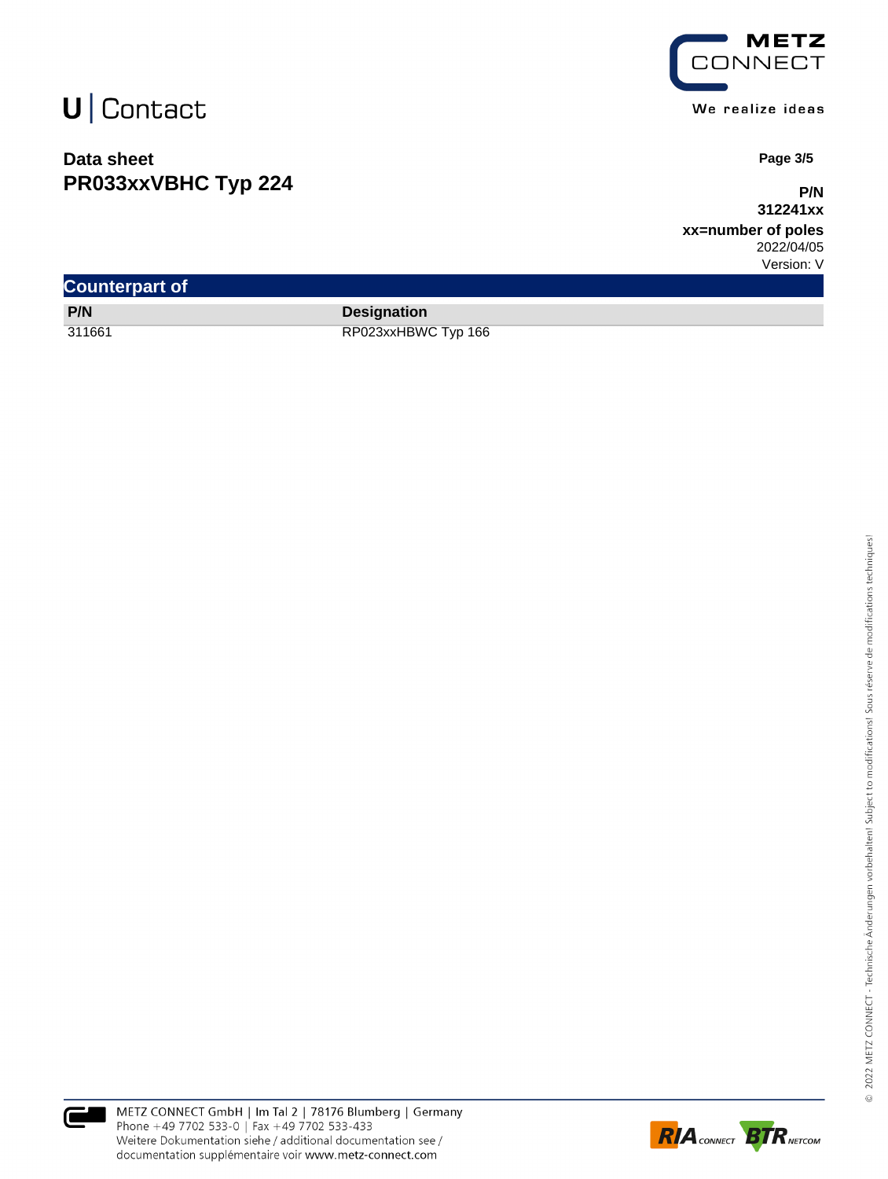# Data sheet
## PR033xxVBHC Typ 224

P/N
312241xx
xx=number of poles
2022/04/05
Version: V

## Counterpart of

| P/N | Designation |
|---|---|
| 311661 | RP023xxHBWC Typ 166 |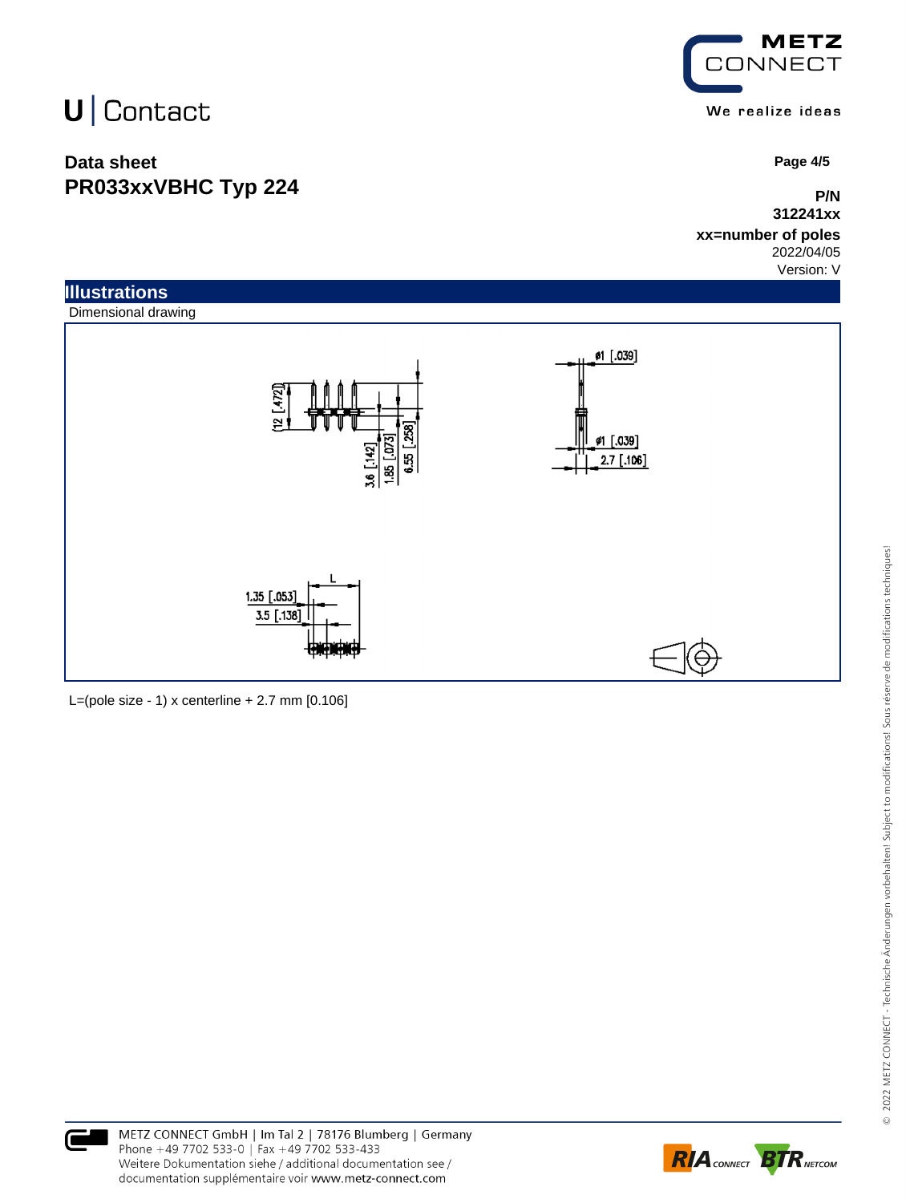## Illustrations

Dimensional drawing

L=(pole size - 1) x centerline + 2.7 mm [0.106]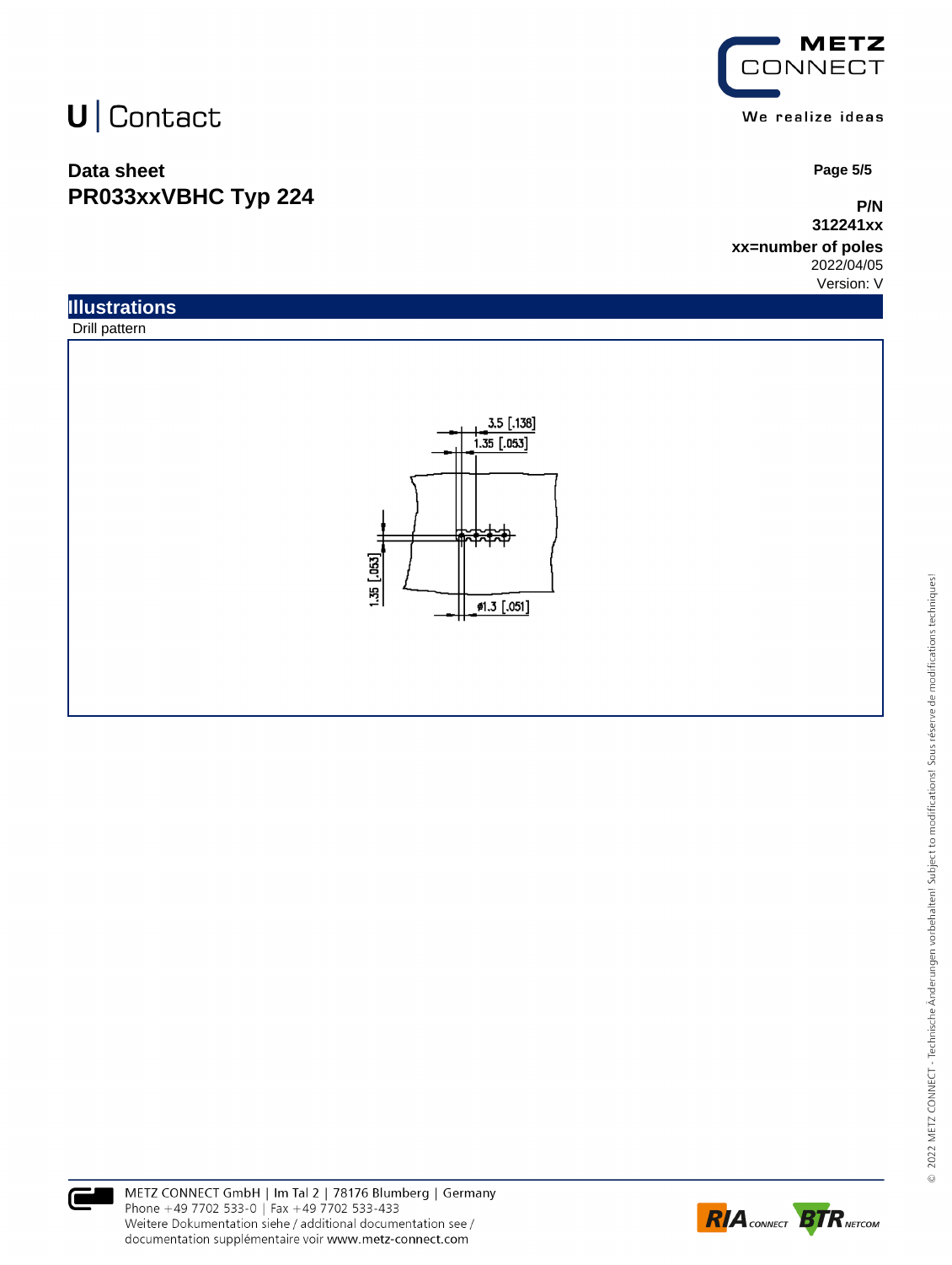U | Contact

**Data sheet**
**PR033xxVBHC Typ 224**

**P/N**
**312241xx**
**xx=number of poles**
2022/04/05
Version: V

## Illustrations

Drill pattern

3.5 [.138]
1.35 [.053]
1.35 [.053]
ø1.3 [.051]